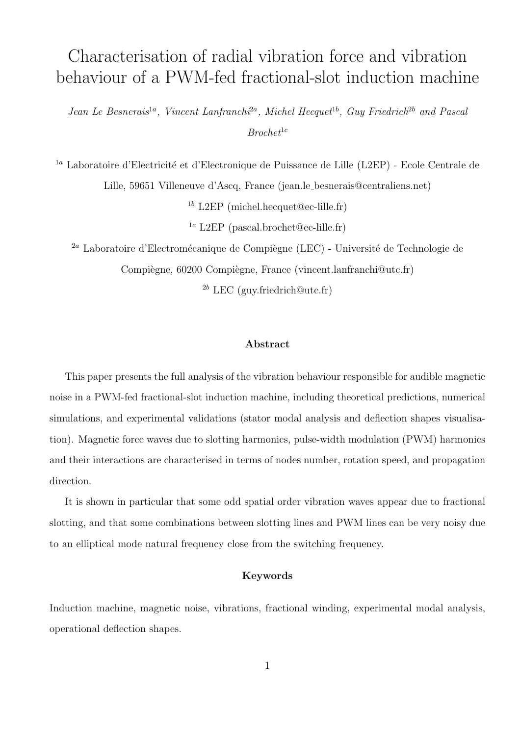# Characterisation of radial vibration force and vibration behaviour of a PWM-fed fractional-slot induction machine

*Jean Le Besnerais*[1a], *Vincent Lanfranchi*[2a], *Michel Hecquet*[1b], *Guy Friedrich*[2b] *and Pascal Brochet*[1c]

[1a] Laboratoire d'Electricité et d'Electronique de Puissance de Lille (L2EP) - Ecole Centrale de Lille, 59651 Villeneuve d'Ascq, France (jean.le_besnerais@centraliens.net)

[1b] L2EP (michel.hecquet@ec-lille.fr)

[1c] L2EP (pascal.brochet@ec-lille.fr)

[2a] Laboratoire d'Electromécanique de Compiègne (LEC) - Université de Technologie de Compiègne, 60200 Compiègne, France (vincent.lanfranchi@utc.fr)

[2b] LEC (guy.friedrich@utc.fr)

### Abstract

This paper presents the full analysis of the vibration behaviour responsible for audible magnetic noise in a PWM-fed fractional-slot induction machine, including theoretical predictions, numerical simulations, and experimental validations (stator modal analysis and deflection shapes visualisation). Magnetic force waves due to slotting harmonics, pulse-width modulation (PWM) harmonics and their interactions are characterised in terms of nodes number, rotation speed, and propagation direction.

It is shown in particular that some odd spatial order vibration waves appear due to fractional slotting, and that some combinations between slotting lines and PWM lines can be very noisy due to an elliptical mode natural frequency close from the switching frequency.

### Keywords

Induction machine, magnetic noise, vibrations, fractional winding, experimental modal analysis, operational deflection shapes.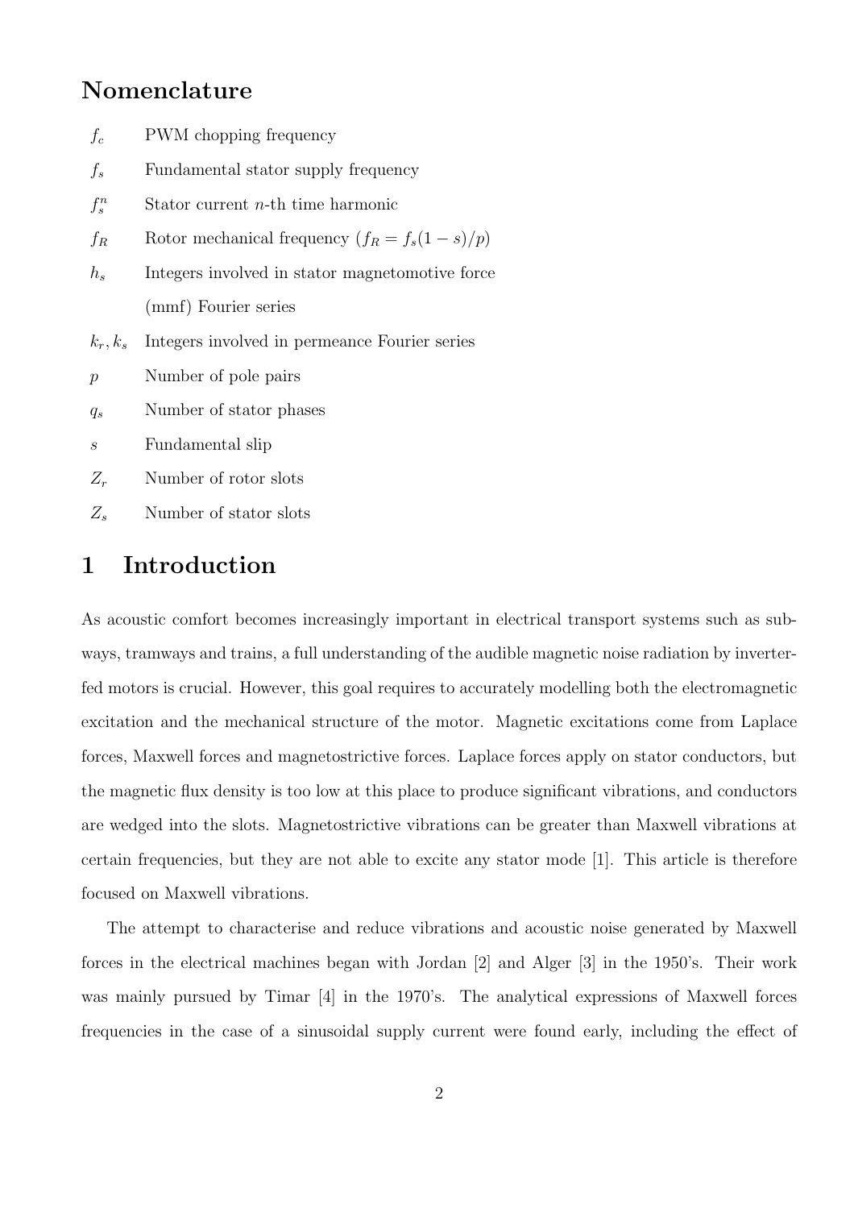## Nomenclature

| | |
|---|---|
| $f_c$ | PWM chopping frequency |
| $f_s$ | Fundamental stator supply frequency |
| $f_s^n$ | Stator current $n$-th time harmonic |
| $f_R$ | Rotor mechanical frequency ($f_R = f_s(1-s)/p$) |
| $h_s$ | Integers involved in stator magnetomotive force (mmf) Fourier series |
| $k_r, k_s$ | Integers involved in permeance Fourier series |
| $p$ | Number of pole pairs |
| $q_s$ | Number of stator phases |
| $s$ | Fundamental slip |
| $Z_r$ | Number of rotor slots |
| $Z_s$ | Number of stator slots |

## 1 Introduction

As acoustic comfort becomes increasingly important in electrical transport systems such as subways, tramways and trains, a full understanding of the audible magnetic noise radiation by inverter-fed motors is crucial. However, this goal requires to accurately modelling both the electromagnetic excitation and the mechanical structure of the motor. Magnetic excitations come from Laplace forces, Maxwell forces and magnetostrictive forces. Laplace forces apply on stator conductors, but the magnetic flux density is too low at this place to produce significant vibrations, and conductors are wedged into the slots. Magnetostrictive vibrations can be greater than Maxwell vibrations at certain frequencies, but they are not able to excite any stator mode [1]. This article is therefore focused on Maxwell vibrations.

The attempt to characterise and reduce vibrations and acoustic noise generated by Maxwell forces in the electrical machines began with Jordan [2] and Alger [3] in the 1950's. Their work was mainly pursued by Timar [4] in the 1970's. The analytical expressions of Maxwell forces frequencies in the case of a sinusoidal supply current were found early, including the effect of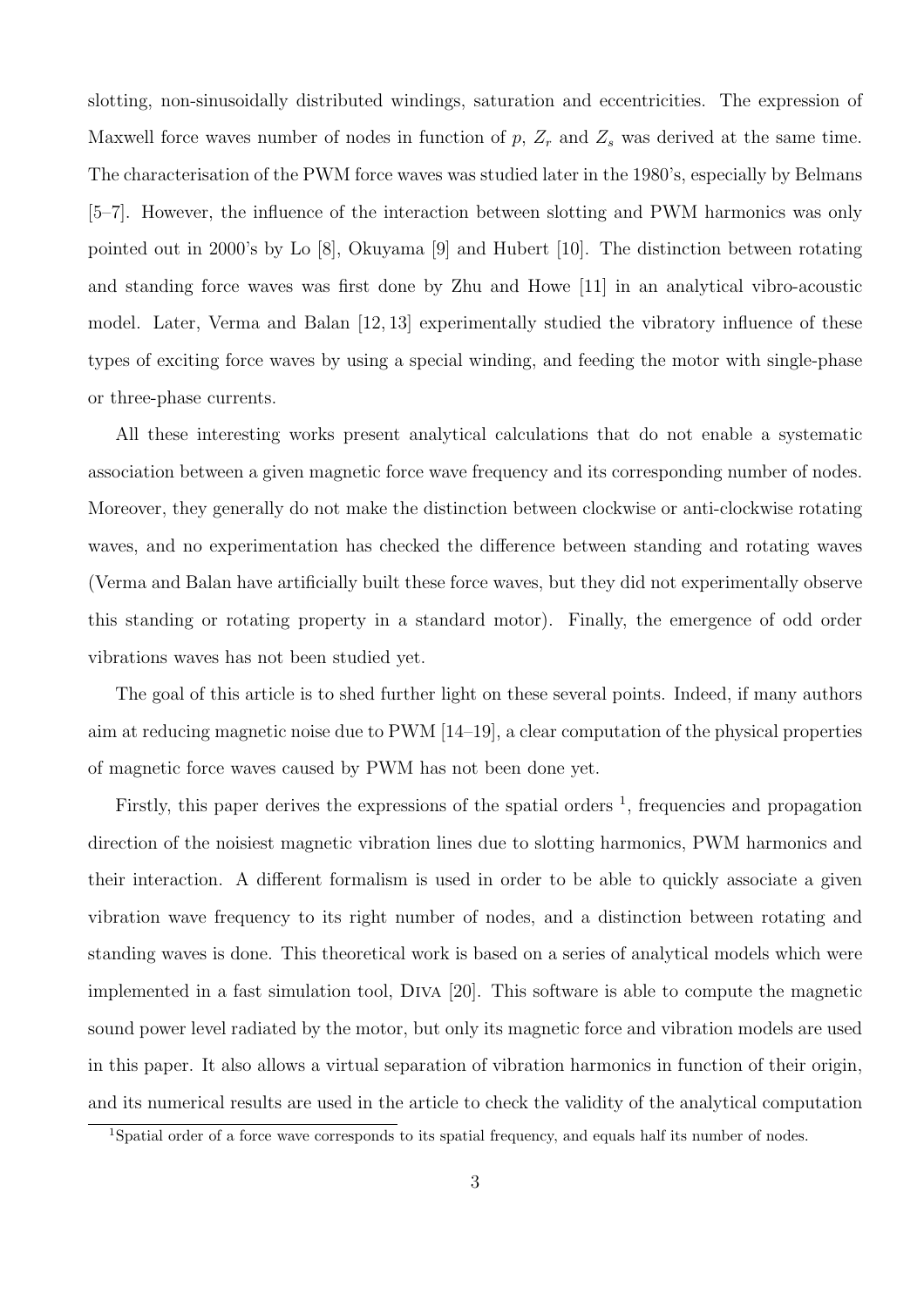slotting, non-sinusoidally distributed windings, saturation and eccentricities. The expression of Maxwell force waves number of nodes in function of $p$, $Z_r$ and $Z_s$ was derived at the same time. The characterisation of the PWM force waves was studied later in the 1980's, especially by Belmans [5–7]. However, the influence of the interaction between slotting and PWM harmonics was only pointed out in 2000's by Lo [8], Okuyama [9] and Hubert [10]. The distinction between rotating and standing force waves was first done by Zhu and Howe [11] in an analytical vibro-acoustic model. Later, Verma and Balan [12, 13] experimentally studied the vibratory influence of these types of exciting force waves by using a special winding, and feeding the motor with single-phase or three-phase currents.

All these interesting works present analytical calculations that do not enable a systematic association between a given magnetic force wave frequency and its corresponding number of nodes. Moreover, they generally do not make the distinction between clockwise or anti-clockwise rotating waves, and no experimentation has checked the difference between standing and rotating waves (Verma and Balan have artificially built these force waves, but they did not experimentally observe this standing or rotating property in a standard motor). Finally, the emergence of odd order vibrations waves has not been studied yet.

The goal of this article is to shed further light on these several points. Indeed, if many authors aim at reducing magnetic noise due to PWM [14–19], a clear computation of the physical properties of magnetic force waves caused by PWM has not been done yet.

Firstly, this paper derives the expressions of the spatial orders [1], frequencies and propagation direction of the noisiest magnetic vibration lines due to slotting harmonics, PWM harmonics and their interaction. A different formalism is used in order to be able to quickly associate a given vibration wave frequency to its right number of nodes, and a distinction between rotating and standing waves is done. This theoretical work is based on a series of analytical models which were implemented in a fast simulation tool, Diva [20]. This software is able to compute the magnetic sound power level radiated by the motor, but only its magnetic force and vibration models are used in this paper. It also allows a virtual separation of vibration harmonics in function of their origin, and its numerical results are used in the article to check the validity of the analytical computation

[1] Spatial order of a force wave corresponds to its spatial frequency, and equals half its number of nodes.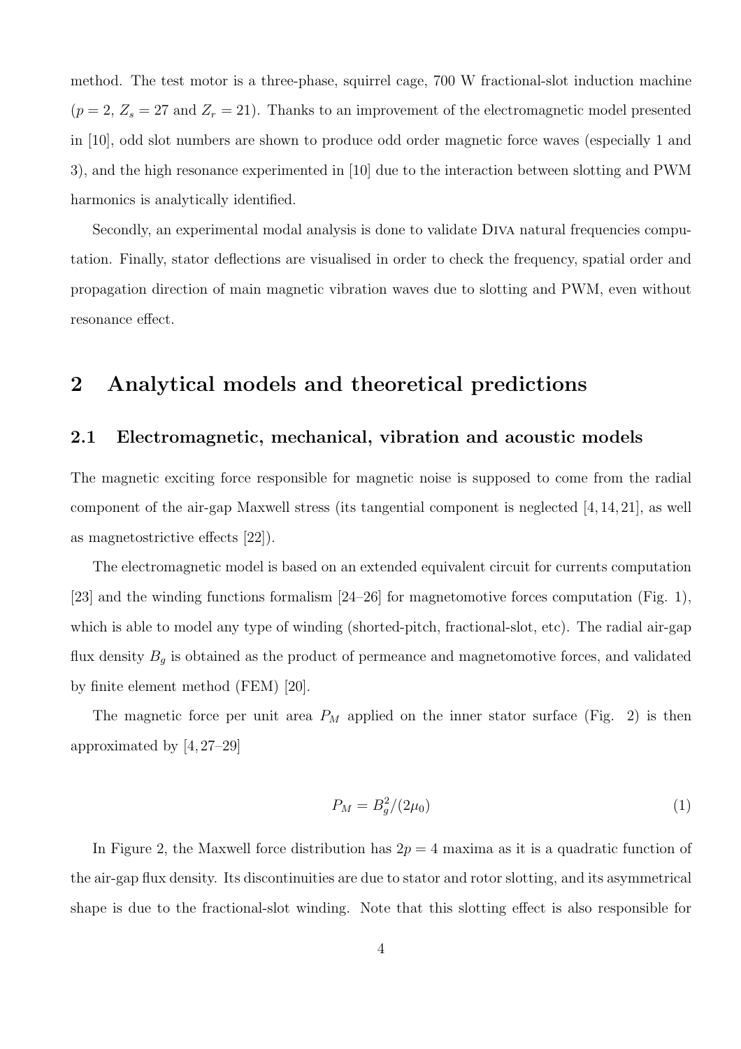method. The test motor is a three-phase, squirrel cage, 700 W fractional-slot induction machine ($p = 2$, $Z_s = 27$ and $Z_r = 21$). Thanks to an improvement of the electromagnetic model presented in [10], odd slot numbers are shown to produce odd order magnetic force waves (especially 1 and 3), and the high resonance experimented in [10] due to the interaction between slotting and PWM harmonics is analytically identified.

Secondly, an experimental modal analysis is done to validate Diva natural frequencies computation. Finally, stator deflections are visualised in order to check the frequency, spatial order and propagation direction of main magnetic vibration waves due to slotting and PWM, even without resonance effect.

## 2 Analytical models and theoretical predictions

### 2.1 Electromagnetic, mechanical, vibration and acoustic models

The magnetic exciting force responsible for magnetic noise is supposed to come from the radial component of the air-gap Maxwell stress (its tangential component is neglected [4, 14, 21], as well as magnetostrictive effects [22]).

The electromagnetic model is based on an extended equivalent circuit for currents computation [23] and the winding functions formalism [24–26] for magnetomotive forces computation (Fig. 1), which is able to model any type of winding (shorted-pitch, fractional-slot, etc). The radial air-gap flux density $B_g$ is obtained as the product of permeance and magnetomotive forces, and validated by finite element method (FEM) [20].

The magnetic force per unit area $P_M$ applied on the inner stator surface (Fig. 2) is then approximated by [4, 27–29]

$$P_M = B_g^2/(2\mu_0) \tag{1}$$

In Figure 2, the Maxwell force distribution has $2p = 4$ maxima as it is a quadratic function of the air-gap flux density. Its discontinuities are due to stator and rotor slotting, and its asymmetrical shape is due to the fractional-slot winding. Note that this slotting effect is also responsible for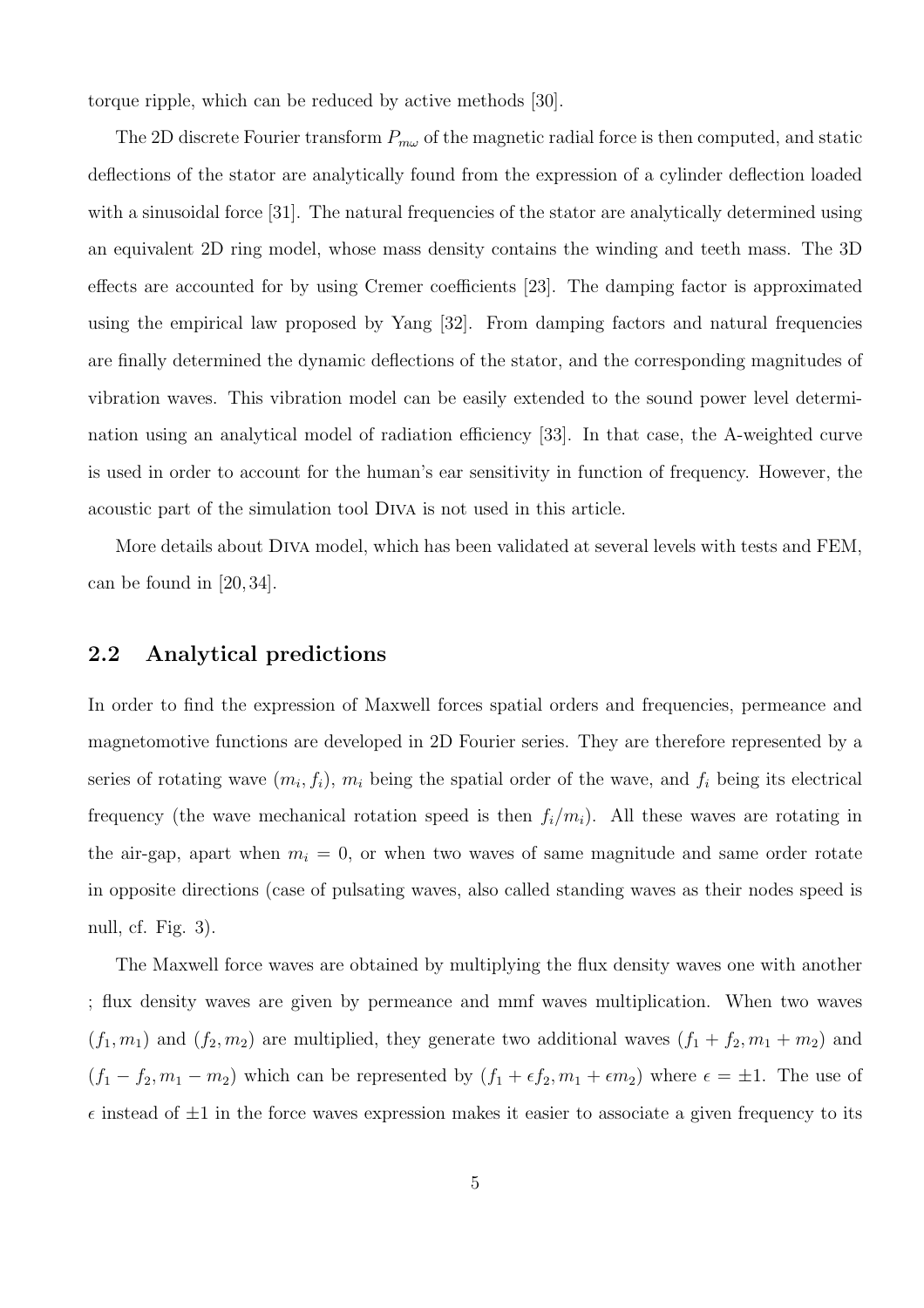torque ripple, which can be reduced by active methods [30].

The 2D discrete Fourier transform $P_{m\omega}$ of the magnetic radial force is then computed, and static deflections of the stator are analytically found from the expression of a cylinder deflection loaded with a sinusoidal force [31]. The natural frequencies of the stator are analytically determined using an equivalent 2D ring model, whose mass density contains the winding and teeth mass. The 3D effects are accounted for by using Cremer coefficients [23]. The damping factor is approximated using the empirical law proposed by Yang [32]. From damping factors and natural frequencies are finally determined the dynamic deflections of the stator, and the corresponding magnitudes of vibration waves. This vibration model can be easily extended to the sound power level determination using an analytical model of radiation efficiency [33]. In that case, the A-weighted curve is used in order to account for the human's ear sensitivity in function of frequency. However, the acoustic part of the simulation tool Diva is not used in this article.

More details about Diva model, which has been validated at several levels with tests and FEM, can be found in [20, 34].

## 2.2 Analytical predictions

In order to find the expression of Maxwell forces spatial orders and frequencies, permeance and magnetomotive functions are developed in 2D Fourier series. They are therefore represented by a series of rotating wave $(m_i, f_i)$, $m_i$ being the spatial order of the wave, and $f_i$ being its electrical frequency (the wave mechanical rotation speed is then $f_i/m_i$). All these waves are rotating in the air-gap, apart when $m_i = 0$, or when two waves of same magnitude and same order rotate in opposite directions (case of pulsating waves, also called standing waves as their nodes speed is null, cf. Fig. 3).

The Maxwell force waves are obtained by multiplying the flux density waves one with another ; flux density waves are given by permeance and mmf waves multiplication. When two waves $(f_1, m_1)$ and $(f_2, m_2)$ are multiplied, they generate two additional waves $(f_1 + f_2, m_1 + m_2)$ and $(f_1 - f_2, m_1 - m_2)$ which can be represented by $(f_1 + \epsilon f_2, m_1 + \epsilon m_2)$ where $\epsilon = \pm 1$. The use of $\epsilon$ instead of $\pm 1$ in the force waves expression makes it easier to associate a given frequency to its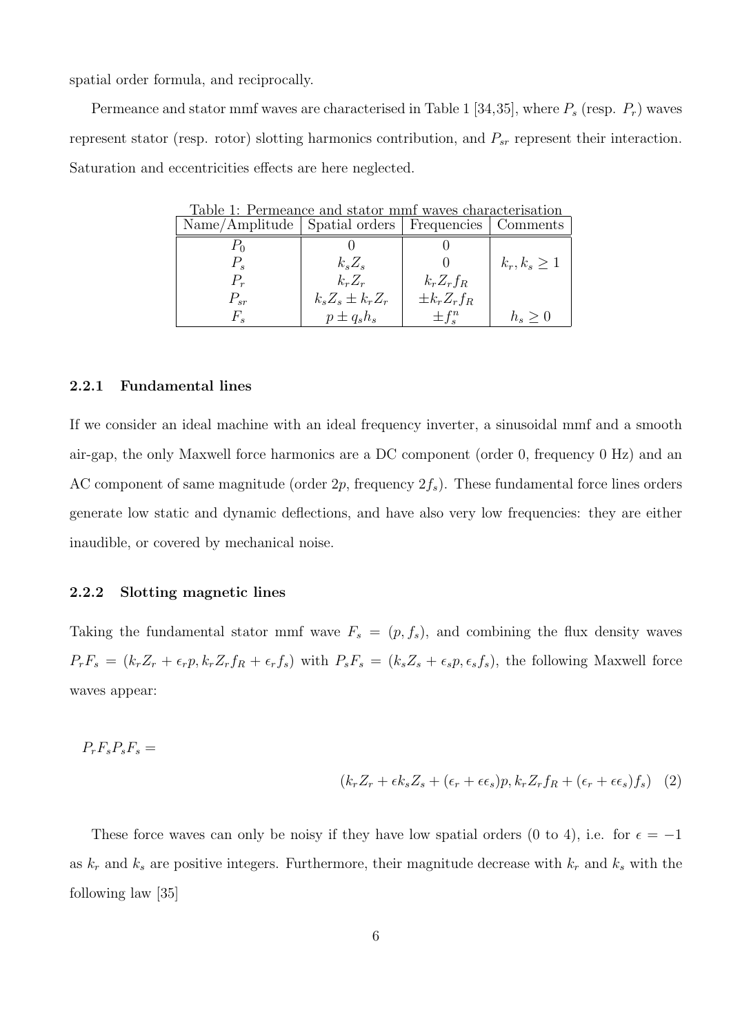spatial order formula, and reciprocally.

Permeance and stator mmf waves are characterised in Table 1 [34,35], where $P_s$ (resp. $P_r$) waves represent stator (resp. rotor) slotting harmonics contribution, and $P_{sr}$ represent their interaction. Saturation and eccentricities effects are here neglected.

Table 1: Permeance and stator mmf waves characterisation

| Name/Amplitude | Spatial orders | Frequencies | Comments |
|---|---|---|---|
| $P_0$ | $0$ | $0$ | |
| $P_s$ | $k_s Z_s$ | $0$ | $k_r, k_s \geq 1$ |
| $P_r$ | $k_r Z_r$ | $k_r Z_r f_R$ | |
| $P_{sr}$ | $k_s Z_s \pm k_r Z_r$ | $\pm k_r Z_r f_R$ | |
| $F_s$ | $p \pm q_s h_s$ | $\pm f_s^n$ | $h_s \geq 0$ |

#### 2.2.1 Fundamental lines

If we consider an ideal machine with an ideal frequency inverter, a sinusoidal mmf and a smooth air-gap, the only Maxwell force harmonics are a DC component (order 0, frequency 0 Hz) and an AC component of same magnitude (order $2p$, frequency $2f_s$). These fundamental force lines orders generate low static and dynamic deflections, and have also very low frequencies: they are either inaudible, or covered by mechanical noise.

#### 2.2.2 Slotting magnetic lines

Taking the fundamental stator mmf wave $F_s = (p, f_s)$, and combining the flux density waves $P_r F_s = (k_r Z_r + \epsilon_r p, k_r Z_r f_R + \epsilon_r f_s)$ with $P_s F_s = (k_s Z_s + \epsilon_s p, \epsilon_s f_s)$, the following Maxwell force waves appear:

$$P_r F_s P_s F_s = (k_r Z_r + \epsilon k_s Z_s + (\epsilon_r + \epsilon \epsilon_s) p, k_r Z_r f_R + (\epsilon_r + \epsilon \epsilon_s) f_s) \quad (2)$$

These force waves can only be noisy if they have low spatial orders (0 to 4), i.e. for $\epsilon = -1$ as $k_r$ and $k_s$ are positive integers. Furthermore, their magnitude decrease with $k_r$ and $k_s$ with the following law [35]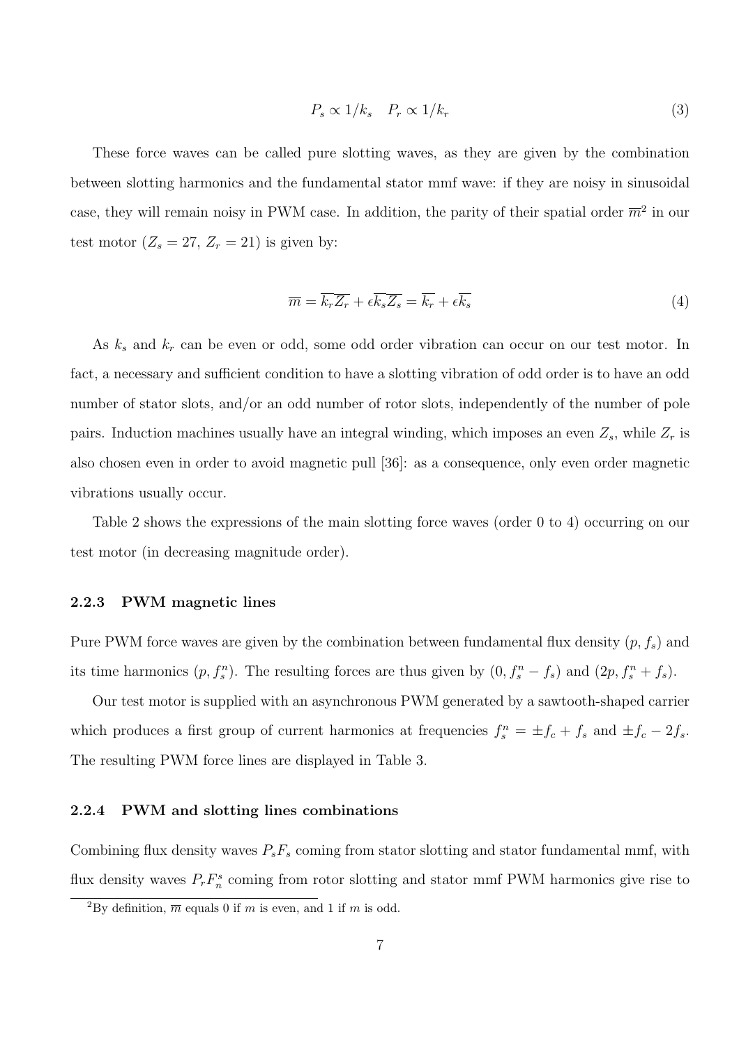$$P_s \propto 1/k_s \quad P_r \propto 1/k_r \tag{3}$$

These force waves can be called pure slotting waves, as they are given by the combination between slotting harmonics and the fundamental stator mmf wave: if they are noisy in sinusoidal case, they will remain noisy in PWM case. In addition, the parity of their spatial order $\overline{m}$[2] in our test motor ($Z_s = 27$, $Z_r = 21$) is given by:

$$\overline{m} = \overline{k_r Z_r} + \epsilon \overline{k_s Z_s} = \overline{k_r} + \epsilon \overline{k_s} \tag{4}$$

As $k_s$ and $k_r$ can be even or odd, some odd order vibration can occur on our test motor. In fact, a necessary and sufficient condition to have a slotting vibration of odd order is to have an odd number of stator slots, and/or an odd number of rotor slots, independently of the number of pole pairs. Induction machines usually have an integral winding, which imposes an even $Z_s$, while $Z_r$ is also chosen even in order to avoid magnetic pull [36]: as a consequence, only even order magnetic vibrations usually occur.

Table 2 shows the expressions of the main slotting force waves (order 0 to 4) occurring on our test motor (in decreasing magnitude order).

### 2.2.3 PWM magnetic lines

Pure PWM force waves are given by the combination between fundamental flux density $(p, f_s)$ and its time harmonics $(p, f_s^n)$. The resulting forces are thus given by $(0, f_s^n - f_s)$ and $(2p, f_s^n + f_s)$.

Our test motor is supplied with an asynchronous PWM generated by a sawtooth-shaped carrier which produces a first group of current harmonics at frequencies $f_s^n = \pm f_c + f_s$ and $\pm f_c - 2f_s$. The resulting PWM force lines are displayed in Table 3.

### 2.2.4 PWM and slotting lines combinations

Combining flux density waves $P_s F_s$ coming from stator slotting and stator fundamental mmf, with flux density waves $P_r F_n^s$ coming from rotor slotting and stator mmf PWM harmonics give rise to

[2] By definition, $\overline{m}$ equals 0 if $m$ is even, and 1 if $m$ is odd.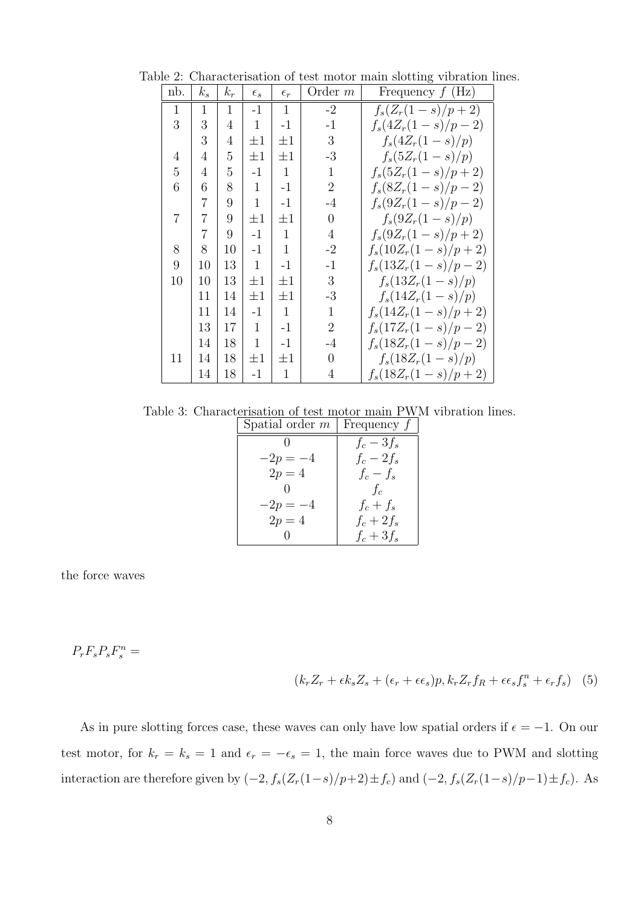Table 2: Characterisation of test motor main slotting vibration lines.

| nb. | $k_s$ | $k_r$ | $\epsilon_s$ | $\epsilon_r$ | Order $m$ | Frequency $f$ (Hz) |
|---|---|---|---|---|---|---|
| 1 | 1 | 1 | -1 | 1 | -2 | $f_s(Z_r(1-s)/p+2)$ |
| 3 | 3 | 4 | 1 | -1 | -1 | $f_s(4Z_r(1-s)/p-2)$ |
| | 3 | 4 | $\pm 1$ | $\pm 1$ | 3 | $f_s(4Z_r(1-s)/p)$ |
| 4 | 4 | 5 | $\pm 1$ | $\pm 1$ | -3 | $f_s(5Z_r(1-s)/p)$ |
| 5 | 4 | 5 | -1 | 1 | 1 | $f_s(5Z_r(1-s)/p+2)$ |
| 6 | 6 | 8 | 1 | -1 | 2 | $f_s(8Z_r(1-s)/p-2)$ |
| | 7 | 9 | 1 | -1 | -4 | $f_s(9Z_r(1-s)/p-2)$ |
| 7 | 7 | 9 | $\pm 1$ | $\pm 1$ | 0 | $f_s(9Z_r(1-s)/p)$ |
| | 7 | 9 | -1 | 1 | 4 | $f_s(9Z_r(1-s)/p+2)$ |
| 8 | 8 | 10 | -1 | 1 | -2 | $f_s(10Z_r(1-s)/p+2)$ |
| 9 | 10 | 13 | 1 | -1 | -1 | $f_s(13Z_r(1-s)/p-2)$ |
| 10 | 10 | 13 | $\pm 1$ | $\pm 1$ | 3 | $f_s(13Z_r(1-s)/p)$ |
| | 11 | 14 | $\pm 1$ | $\pm 1$ | -3 | $f_s(14Z_r(1-s)/p)$ |
| | 11 | 14 | -1 | 1 | 1 | $f_s(14Z_r(1-s)/p+2)$ |
| | 13 | 17 | 1 | -1 | 2 | $f_s(17Z_r(1-s)/p-2)$ |
| | 14 | 18 | 1 | -1 | -4 | $f_s(18Z_r(1-s)/p-2)$ |
| 11 | 14 | 18 | $\pm 1$ | $\pm 1$ | 0 | $f_s(18Z_r(1-s)/p)$ |
| | 14 | 18 | -1 | 1 | 4 | $f_s(18Z_r(1-s)/p+2)$ |

Table 3: Characterisation of test motor main PWM vibration lines.

| Spatial order $m$ | Frequency $f$ |
|---|---|
| 0 | $f_c - 3f_s$ |
| $-2p = -4$ | $f_c - 2f_s$ |
| $2p = 4$ | $f_c - f_s$ |
| 0 | $f_c$ |
| $-2p = -4$ | $f_c + f_s$ |
| $2p = 4$ | $f_c + 2f_s$ |
| 0 | $f_c + 3f_s$ |

the force waves

$$P_r F_s P_s F_s^n = (k_r Z_r + \epsilon k_s Z_s + (\epsilon_r + \epsilon \epsilon_s)p, k_r Z_r f_R + \epsilon \epsilon_s f_s^n + \epsilon_r f_s) \quad (5)$$

As in pure slotting forces case, these waves can only have low spatial orders if $\epsilon = -1$. On our test motor, for $k_r = k_s = 1$ and $\epsilon_r = -\epsilon_s = 1$, the main force waves due to PWM and slotting interaction are therefore given by $(-2, f_s(Z_r(1-s)/p+2) \pm f_c)$ and $(-2, f_s(Z_r(1-s)/p-1) \pm f_c)$. As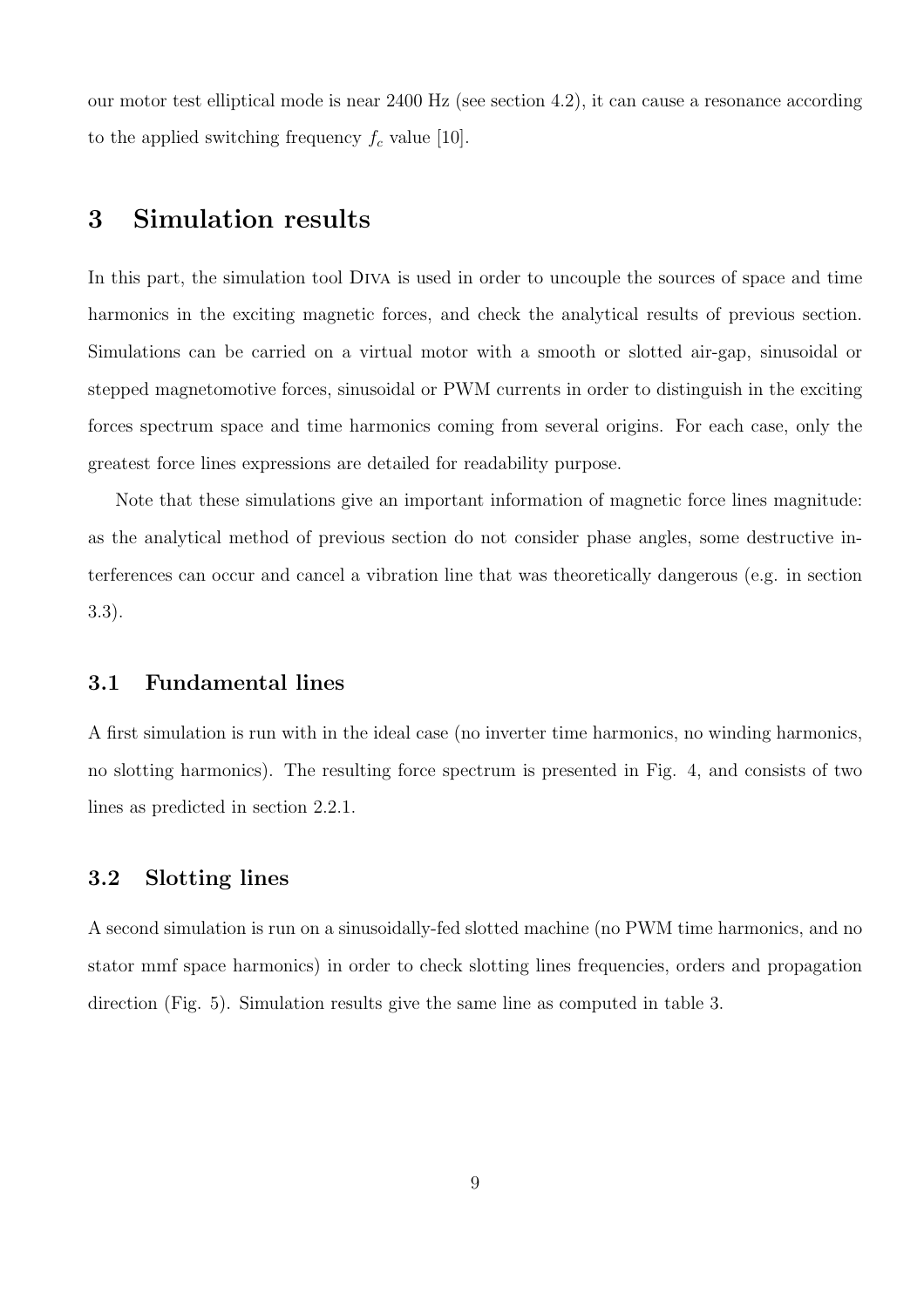our motor test elliptical mode is near 2400 Hz (see section 4.2), it can cause a resonance according to the applied switching frequency $f_c$ value [10].

# 3 Simulation results

In this part, the simulation tool Diva is used in order to uncouple the sources of space and time harmonics in the exciting magnetic forces, and check the analytical results of previous section. Simulations can be carried on a virtual motor with a smooth or slotted air-gap, sinusoidal or stepped magnetomotive forces, sinusoidal or PWM currents in order to distinguish in the exciting forces spectrum space and time harmonics coming from several origins. For each case, only the greatest force lines expressions are detailed for readability purpose.

Note that these simulations give an important information of magnetic force lines magnitude: as the analytical method of previous section do not consider phase angles, some destructive interferences can occur and cancel a vibration line that was theoretically dangerous (e.g. in section 3.3).

## 3.1 Fundamental lines

A first simulation is run with in the ideal case (no inverter time harmonics, no winding harmonics, no slotting harmonics). The resulting force spectrum is presented in Fig. 4, and consists of two lines as predicted in section 2.2.1.

## 3.2 Slotting lines

A second simulation is run on a sinusoidally-fed slotted machine (no PWM time harmonics, and no stator mmf space harmonics) in order to check slotting lines frequencies, orders and propagation direction (Fig. 5). Simulation results give the same line as computed in table 3.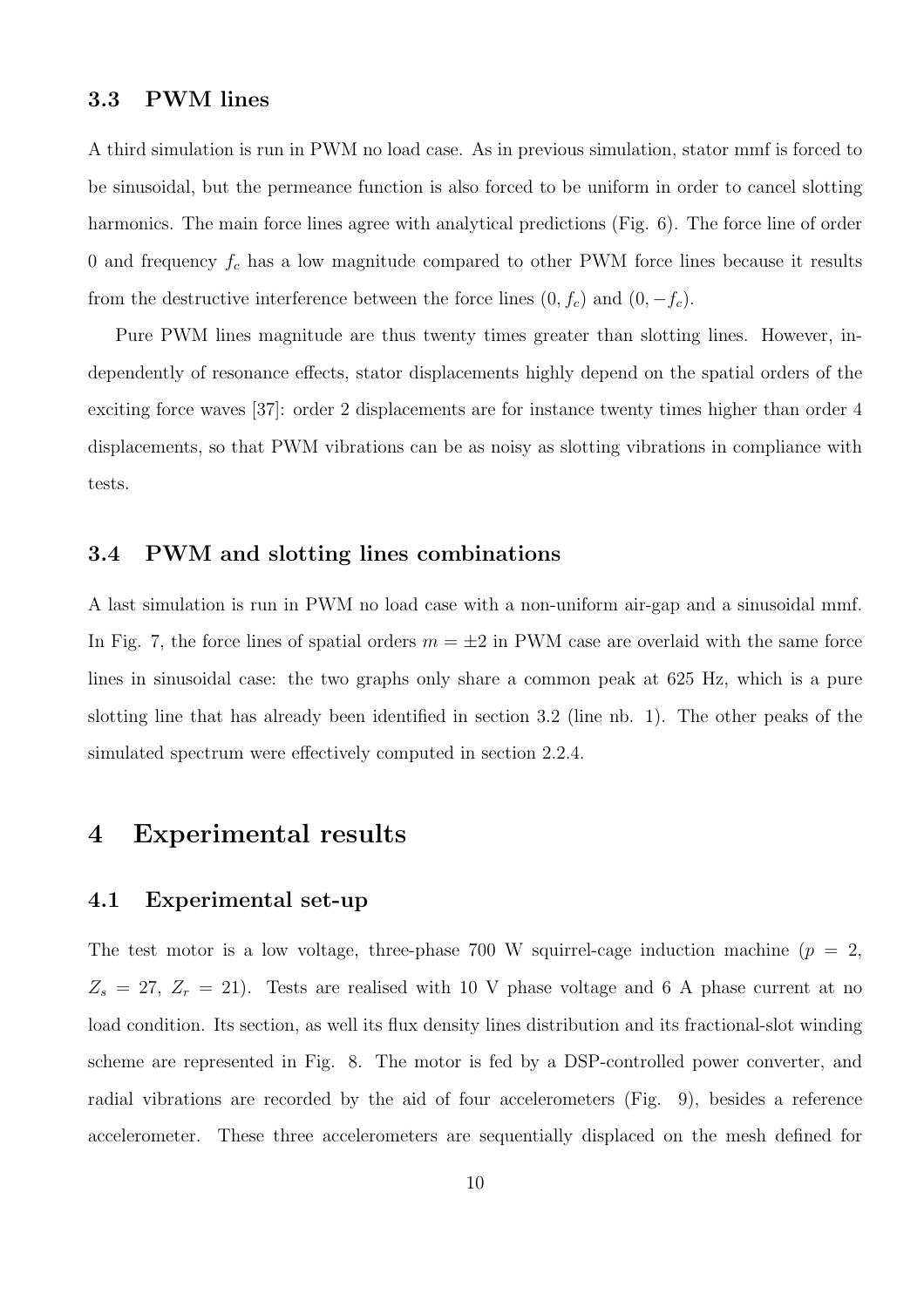### 3.3 PWM lines

A third simulation is run in PWM no load case. As in previous simulation, stator mmf is forced to be sinusoidal, but the permeance function is also forced to be uniform in order to cancel slotting harmonics. The main force lines agree with analytical predictions (Fig. 6). The force line of order 0 and frequency $f_c$ has a low magnitude compared to other PWM force lines because it results from the destructive interference between the force lines $(0, f_c)$ and $(0, -f_c)$.

Pure PWM lines magnitude are thus twenty times greater than slotting lines. However, independently of resonance effects, stator displacements highly depend on the spatial orders of the exciting force waves [37]: order 2 displacements are for instance twenty times higher than order 4 displacements, so that PWM vibrations can be as noisy as slotting vibrations in compliance with tests.

### 3.4 PWM and slotting lines combinations

A last simulation is run in PWM no load case with a non-uniform air-gap and a sinusoidal mmf. In Fig. 7, the force lines of spatial orders $m = \pm 2$ in PWM case are overlaid with the same force lines in sinusoidal case: the two graphs only share a common peak at 625 Hz, which is a pure slotting line that has already been identified in section 3.2 (line nb. 1). The other peaks of the simulated spectrum were effectively computed in section 2.2.4.

## 4 Experimental results

### 4.1 Experimental set-up

The test motor is a low voltage, three-phase 700 W squirrel-cage induction machine ($p = 2$, $Z_s = 27$, $Z_r = 21$). Tests are realised with 10 V phase voltage and 6 A phase current at no load condition. Its section, as well its flux density lines distribution and its fractional-slot winding scheme are represented in Fig. 8. The motor is fed by a DSP-controlled power converter, and radial vibrations are recorded by the aid of four accelerometers (Fig. 9), besides a reference accelerometer. These three accelerometers are sequentially displaced on the mesh defined for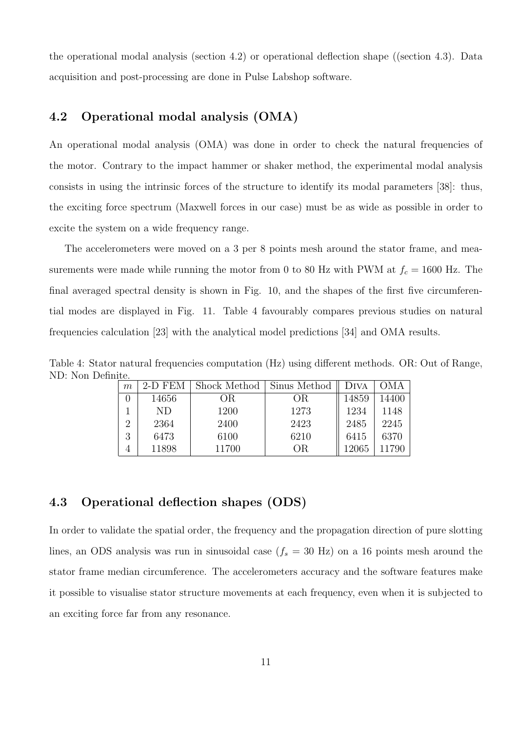the operational modal analysis (section 4.2) or operational deflection shape ((section 4.3). Data acquisition and post-processing are done in Pulse Labshop software.

## 4.2 Operational modal analysis (OMA)

An operational modal analysis (OMA) was done in order to check the natural frequencies of the motor. Contrary to the impact hammer or shaker method, the experimental modal analysis consists in using the intrinsic forces of the structure to identify its modal parameters [38]: thus, the exciting force spectrum (Maxwell forces in our case) must be as wide as possible in order to excite the system on a wide frequency range.

The accelerometers were moved on a 3 per 8 points mesh around the stator frame, and measurements were made while running the motor from 0 to 80 Hz with PWM at $f_c = 1600$ Hz. The final averaged spectral density is shown in Fig. 10, and the shapes of the first five circumferential modes are displayed in Fig. 11. Table 4 favourably compares previous studies on natural frequencies calculation [23] with the analytical model predictions [34] and OMA results.

Table 4: Stator natural frequencies computation (Hz) using different methods. OR: Out of Range, ND: Non Definite.

| $m$ | 2-D FEM | Shock Method | Sinus Method | Diva | OMA |
|---|---|---|---|---|---|
| 0 | 14656 | OR | OR | 14859 | 14400 |
| 1 | ND | 1200 | 1273 | 1234 | 1148 |
| 2 | 2364 | 2400 | 2423 | 2485 | 2245 |
| 3 | 6473 | 6100 | 6210 | 6415 | 6370 |
| 4 | 11898 | 11700 | OR | 12065 | 11790 |

## 4.3 Operational deflection shapes (ODS)

In order to validate the spatial order, the frequency and the propagation direction of pure slotting lines, an ODS analysis was run in sinusoidal case ($f_s = 30$ Hz) on a 16 points mesh around the stator frame median circumference. The accelerometers accuracy and the software features make it possible to visualise stator structure movements at each frequency, even when it is subjected to an exciting force far from any resonance.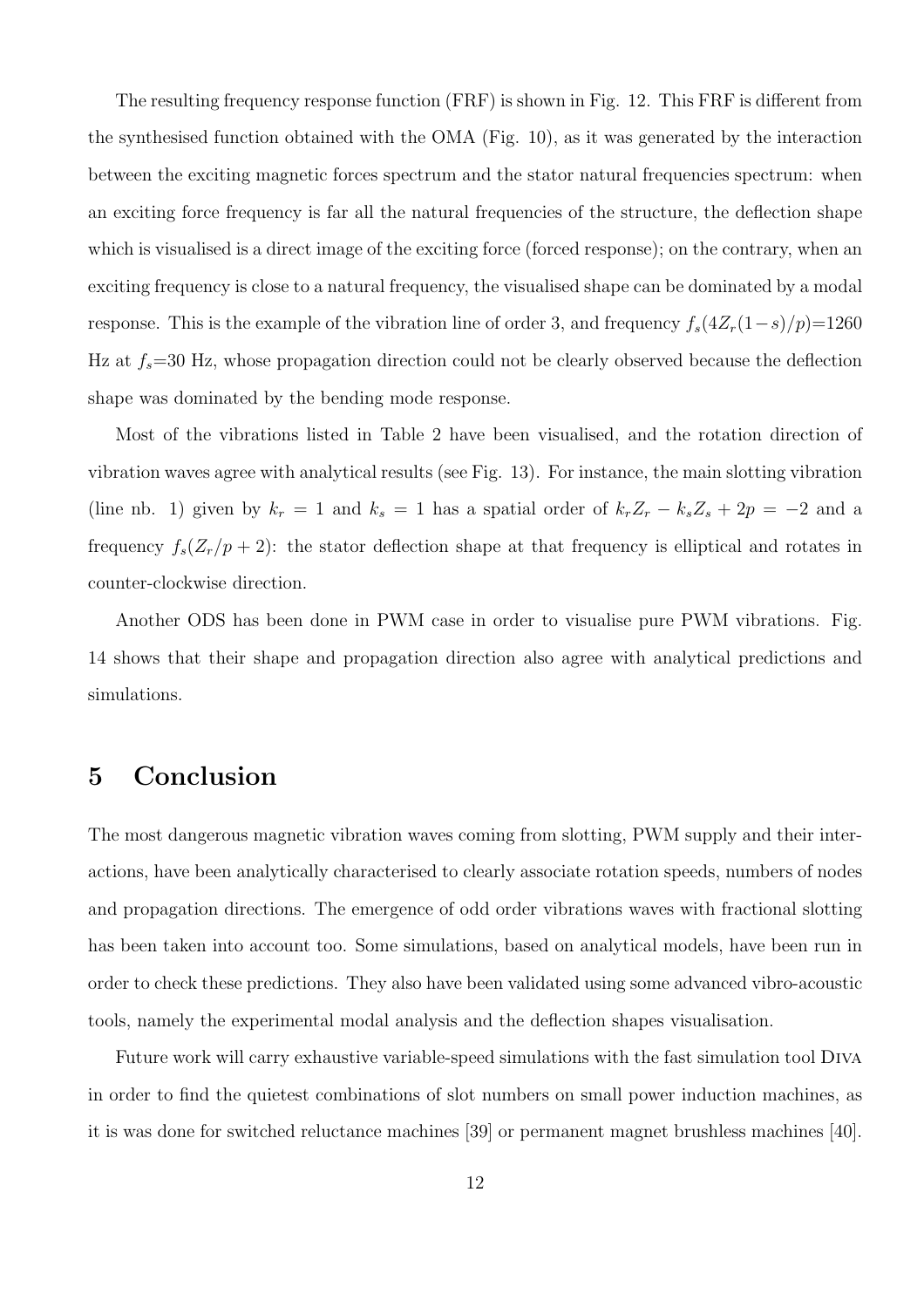The resulting frequency response function (FRF) is shown in Fig. 12. This FRF is different from the synthesised function obtained with the OMA (Fig. 10), as it was generated by the interaction between the exciting magnetic forces spectrum and the stator natural frequencies spectrum: when an exciting force frequency is far all the natural frequencies of the structure, the deflection shape which is visualised is a direct image of the exciting force (forced response); on the contrary, when an exciting frequency is close to a natural frequency, the visualised shape can be dominated by a modal response. This is the example of the vibration line of order 3, and frequency $f_s(4Z_r(1-s)/p)$=1260 Hz at $f_s$=30 Hz, whose propagation direction could not be clearly observed because the deflection shape was dominated by the bending mode response.

Most of the vibrations listed in Table 2 have been visualised, and the rotation direction of vibration waves agree with analytical results (see Fig. 13). For instance, the main slotting vibration (line nb. 1) given by $k_r = 1$ and $k_s = 1$ has a spatial order of $k_r Z_r - k_s Z_s + 2p = -2$ and a frequency $f_s(Z_r/p + 2)$: the stator deflection shape at that frequency is elliptical and rotates in counter-clockwise direction.

Another ODS has been done in PWM case in order to visualise pure PWM vibrations. Fig. 14 shows that their shape and propagation direction also agree with analytical predictions and simulations.

# 5 Conclusion

The most dangerous magnetic vibration waves coming from slotting, PWM supply and their interactions, have been analytically characterised to clearly associate rotation speeds, numbers of nodes and propagation directions. The emergence of odd order vibrations waves with fractional slotting has been taken into account too. Some simulations, based on analytical models, have been run in order to check these predictions. They also have been validated using some advanced vibro-acoustic tools, namely the experimental modal analysis and the deflection shapes visualisation.

Future work will carry exhaustive variable-speed simulations with the fast simulation tool Diva in order to find the quietest combinations of slot numbers on small power induction machines, as it is was done for switched reluctance machines [39] or permanent magnet brushless machines [40].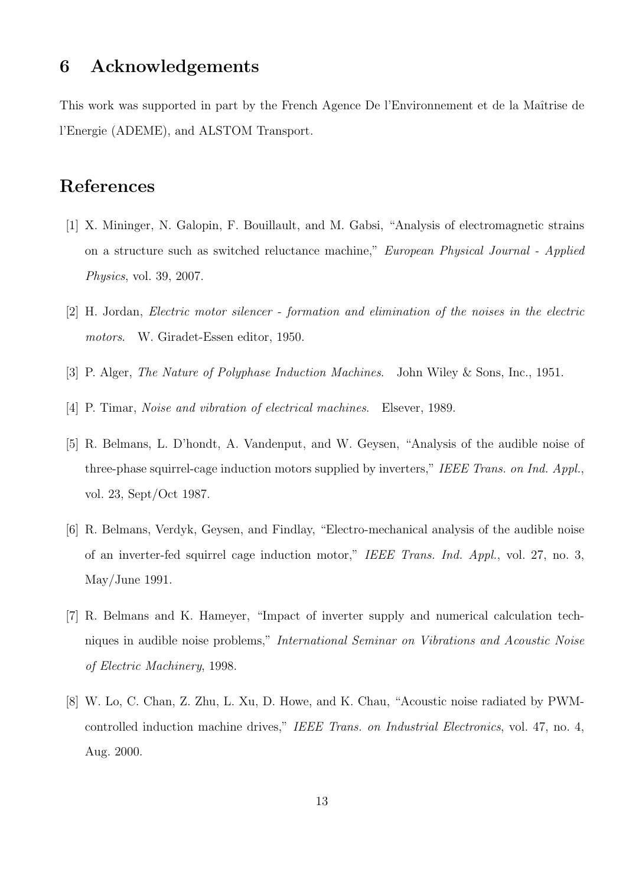# 6 Acknowledgements

This work was supported in part by the French Agence De l'Environnement et de la Maîtrise de l'Energie (ADEME), and ALSTOM Transport.

# References

[1] X. Mininger, N. Galopin, F. Bouillault, and M. Gabsi, "Analysis of electromagnetic strains on a structure such as switched reluctance machine," *European Physical Journal - Applied Physics*, vol. 39, 2007.

[2] H. Jordan, *Electric motor silencer - formation and elimination of the noises in the electric motors*. W. Giradet-Essen editor, 1950.

[3] P. Alger, *The Nature of Polyphase Induction Machines*. John Wiley & Sons, Inc., 1951.

[4] P. Timar, *Noise and vibration of electrical machines*. Elsever, 1989.

[5] R. Belmans, L. D'hondt, A. Vandenput, and W. Geysen, "Analysis of the audible noise of three-phase squirrel-cage induction motors supplied by inverters," *IEEE Trans. on Ind. Appl.*, vol. 23, Sept/Oct 1987.

[6] R. Belmans, Verdyk, Geysen, and Findlay, "Electro-mechanical analysis of the audible noise of an inverter-fed squirrel cage induction motor," *IEEE Trans. Ind. Appl.*, vol. 27, no. 3, May/June 1991.

[7] R. Belmans and K. Hameyer, "Impact of inverter supply and numerical calculation techniques in audible noise problems," *International Seminar on Vibrations and Acoustic Noise of Electric Machinery*, 1998.

[8] W. Lo, C. Chan, Z. Zhu, L. Xu, D. Howe, and K. Chau, "Acoustic noise radiated by PWM-controlled induction machine drives," *IEEE Trans. on Industrial Electronics*, vol. 47, no. 4, Aug. 2000.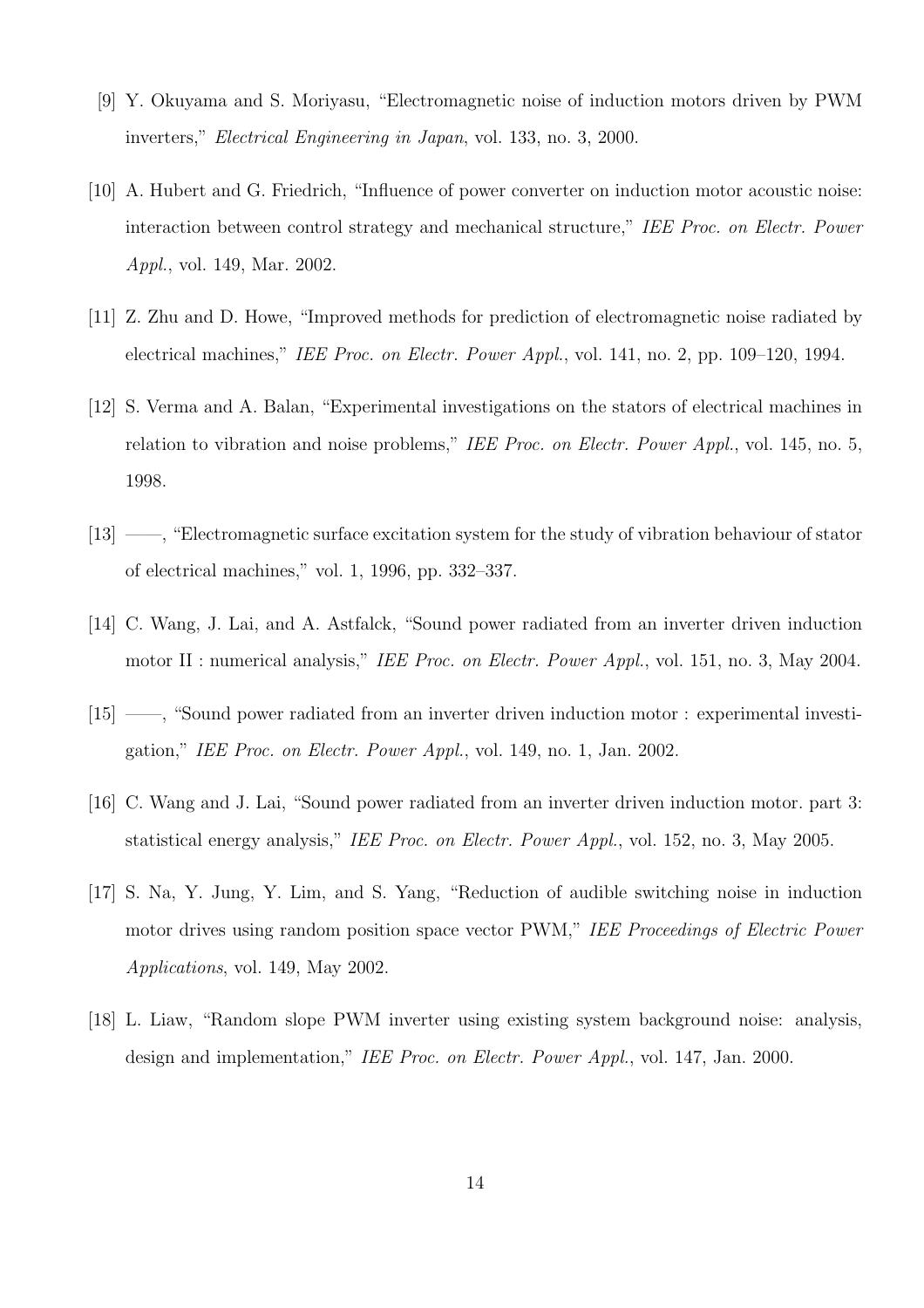[9] Y. Okuyama and S. Moriyasu, "Electromagnetic noise of induction motors driven by PWM inverters," *Electrical Engineering in Japan*, vol. 133, no. 3, 2000.

[10] A. Hubert and G. Friedrich, "Influence of power converter on induction motor acoustic noise: interaction between control strategy and mechanical structure," *IEE Proc. on Electr. Power Appl.*, vol. 149, Mar. 2002.

[11] Z. Zhu and D. Howe, "Improved methods for prediction of electromagnetic noise radiated by electrical machines," *IEE Proc. on Electr. Power Appl.*, vol. 141, no. 2, pp. 109–120, 1994.

[12] S. Verma and A. Balan, "Experimental investigations on the stators of electrical machines in relation to vibration and noise problems," *IEE Proc. on Electr. Power Appl.*, vol. 145, no. 5, 1998.

[13] ——, "Electromagnetic surface excitation system for the study of vibration behaviour of stator of electrical machines," vol. 1, 1996, pp. 332–337.

[14] C. Wang, J. Lai, and A. Astfalck, "Sound power radiated from an inverter driven induction motor II : numerical analysis," *IEE Proc. on Electr. Power Appl.*, vol. 151, no. 3, May 2004.

[15] ——, "Sound power radiated from an inverter driven induction motor : experimental investigation," *IEE Proc. on Electr. Power Appl.*, vol. 149, no. 1, Jan. 2002.

[16] C. Wang and J. Lai, "Sound power radiated from an inverter driven induction motor. part 3: statistical energy analysis," *IEE Proc. on Electr. Power Appl.*, vol. 152, no. 3, May 2005.

[17] S. Na, Y. Jung, Y. Lim, and S. Yang, "Reduction of audible switching noise in induction motor drives using random position space vector PWM," *IEE Proceedings of Electric Power Applications*, vol. 149, May 2002.

[18] L. Liaw, "Random slope PWM inverter using existing system background noise: analysis, design and implementation," *IEE Proc. on Electr. Power Appl.*, vol. 147, Jan. 2000.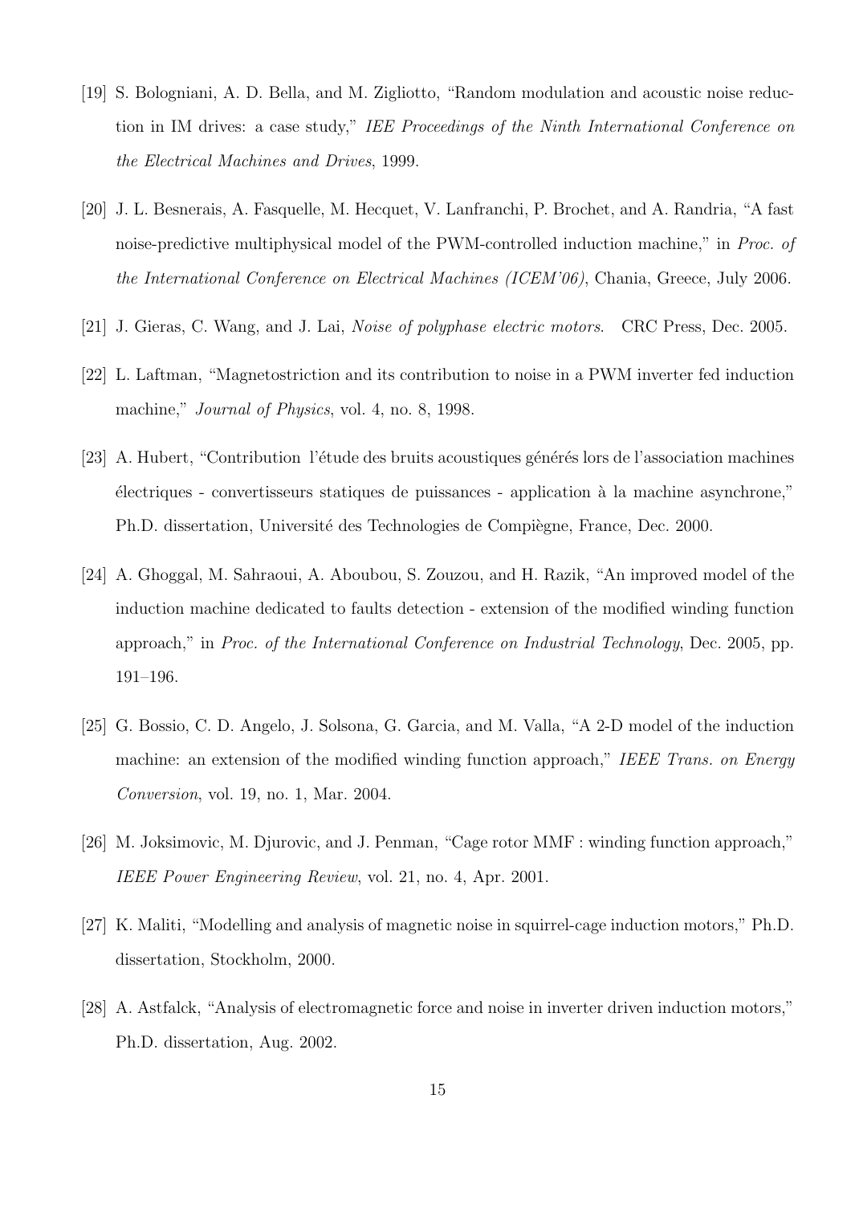[19] S. Bologniani, A. D. Bella, and M. Zigliotto, "Random modulation and acoustic noise reduction in IM drives: a case study," *IEE Proceedings of the Ninth International Conference on the Electrical Machines and Drives*, 1999.

[20] J. L. Besnerais, A. Fasquelle, M. Hecquet, V. Lanfranchi, P. Brochet, and A. Randria, "A fast noise-predictive multiphysical model of the PWM-controlled induction machine," in *Proc. of the International Conference on Electrical Machines (ICEM'06)*, Chania, Greece, July 2006.

[21] J. Gieras, C. Wang, and J. Lai, *Noise of polyphase electric motors*. CRC Press, Dec. 2005.

[22] L. Laftman, "Magnetostriction and its contribution to noise in a PWM inverter fed induction machine," *Journal of Physics*, vol. 4, no. 8, 1998.

[23] A. Hubert, "Contribution l'étude des bruits acoustiques générés lors de l'association machines électriques - convertisseurs statiques de puissances - application à la machine asynchrone," Ph.D. dissertation, Université des Technologies de Compiègne, France, Dec. 2000.

[24] A. Ghoggal, M. Sahraoui, A. Aboubou, S. Zouzou, and H. Razik, "An improved model of the induction machine dedicated to faults detection - extension of the modified winding function approach," in *Proc. of the International Conference on Industrial Technology*, Dec. 2005, pp. 191–196.

[25] G. Bossio, C. D. Angelo, J. Solsona, G. Garcia, and M. Valla, "A 2-D model of the induction machine: an extension of the modified winding function approach," *IEEE Trans. on Energy Conversion*, vol. 19, no. 1, Mar. 2004.

[26] M. Joksimovic, M. Djurovic, and J. Penman, "Cage rotor MMF : winding function approach," *IEEE Power Engineering Review*, vol. 21, no. 4, Apr. 2001.

[27] K. Maliti, "Modelling and analysis of magnetic noise in squirrel-cage induction motors," Ph.D. dissertation, Stockholm, 2000.

[28] A. Astfalck, "Analysis of electromagnetic force and noise in inverter driven induction motors," Ph.D. dissertation, Aug. 2002.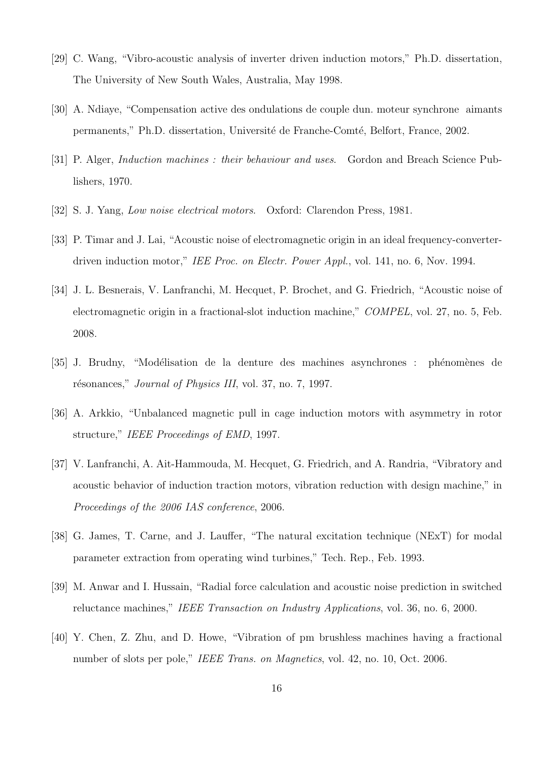[29] C. Wang, "Vibro-acoustic analysis of inverter driven induction motors," Ph.D. dissertation, The University of New South Wales, Australia, May 1998.

[30] A. Ndiaye, "Compensation active des ondulations de couple dun. moteur synchrone aimants permanents," Ph.D. dissertation, Université de Franche-Comté, Belfort, France, 2002.

[31] P. Alger, *Induction machines : their behaviour and uses*. Gordon and Breach Science Publishers, 1970.

[32] S. J. Yang, *Low noise electrical motors*. Oxford: Clarendon Press, 1981.

[33] P. Timar and J. Lai, "Acoustic noise of electromagnetic origin in an ideal frequency-converter-driven induction motor," *IEE Proc. on Electr. Power Appl.*, vol. 141, no. 6, Nov. 1994.

[34] J. L. Besnerais, V. Lanfranchi, M. Hecquet, P. Brochet, and G. Friedrich, "Acoustic noise of electromagnetic origin in a fractional-slot induction machine," *COMPEL*, vol. 27, no. 5, Feb. 2008.

[35] J. Brudny, "Modélisation de la denture des machines asynchrones : phénomènes de résonances," *Journal of Physics III*, vol. 37, no. 7, 1997.

[36] A. Arkkio, "Unbalanced magnetic pull in cage induction motors with asymmetry in rotor structure," *IEEE Proceedings of EMD*, 1997.

[37] V. Lanfranchi, A. Ait-Hammouda, M. Hecquet, G. Friedrich, and A. Randria, "Vibratory and acoustic behavior of induction traction motors, vibration reduction with design machine," in *Proceedings of the 2006 IAS conference*, 2006.

[38] G. James, T. Carne, and J. Lauffer, "The natural excitation technique (NExT) for modal parameter extraction from operating wind turbines," Tech. Rep., Feb. 1993.

[39] M. Anwar and I. Hussain, "Radial force calculation and acoustic noise prediction in switched reluctance machines," *IEEE Transaction on Industry Applications*, vol. 36, no. 6, 2000.

[40] Y. Chen, Z. Zhu, and D. Howe, "Vibration of pm brushless machines having a fractional number of slots per pole," *IEEE Trans. on Magnetics*, vol. 42, no. 10, Oct. 2006.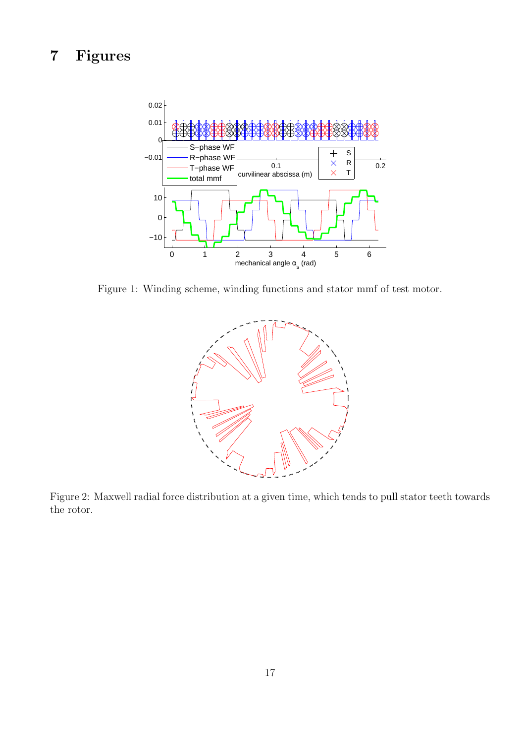# 7 Figures

Figure 1: Winding scheme, winding functions and stator mmf of test motor.

Figure 2: Maxwell radial force distribution at a given time, which tends to pull stator teeth towards the rotor.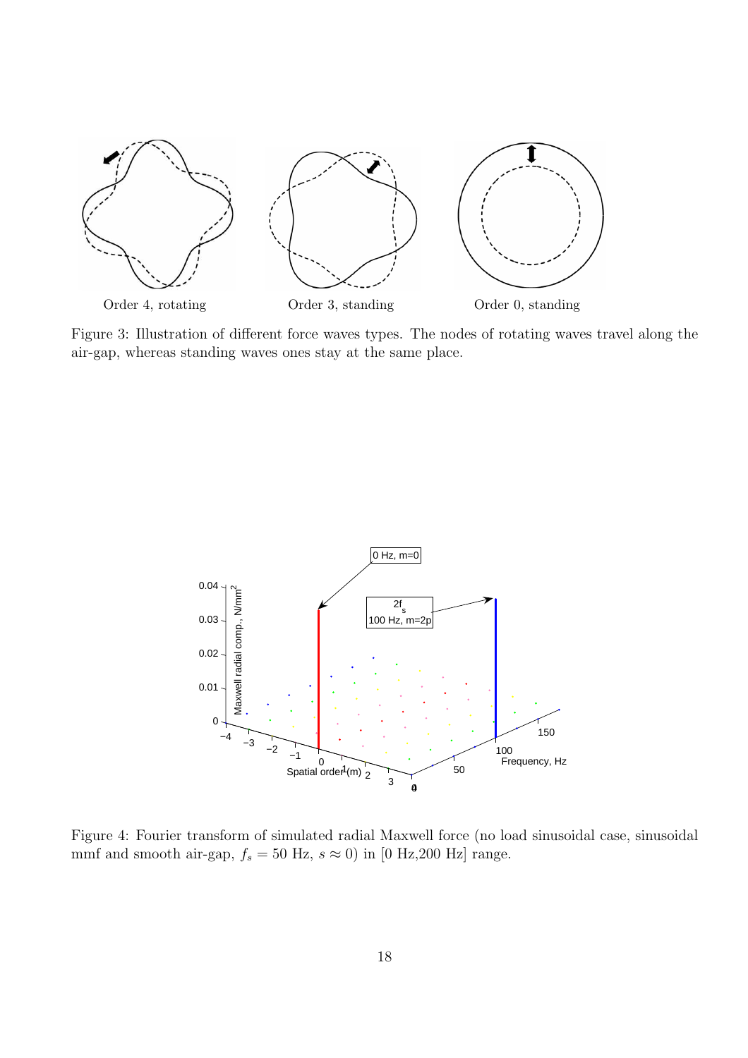Figure 3: Illustration of different force waves types. The nodes of rotating waves travel along the air-gap, whereas standing waves ones stay at the same place.

Figure 4: Fourier transform of simulated radial Maxwell force (no load sinusoidal case, sinusoidal mmf and smooth air-gap, $f_s = 50$ Hz, $s \approx 0$) in [0 Hz,200 Hz] range.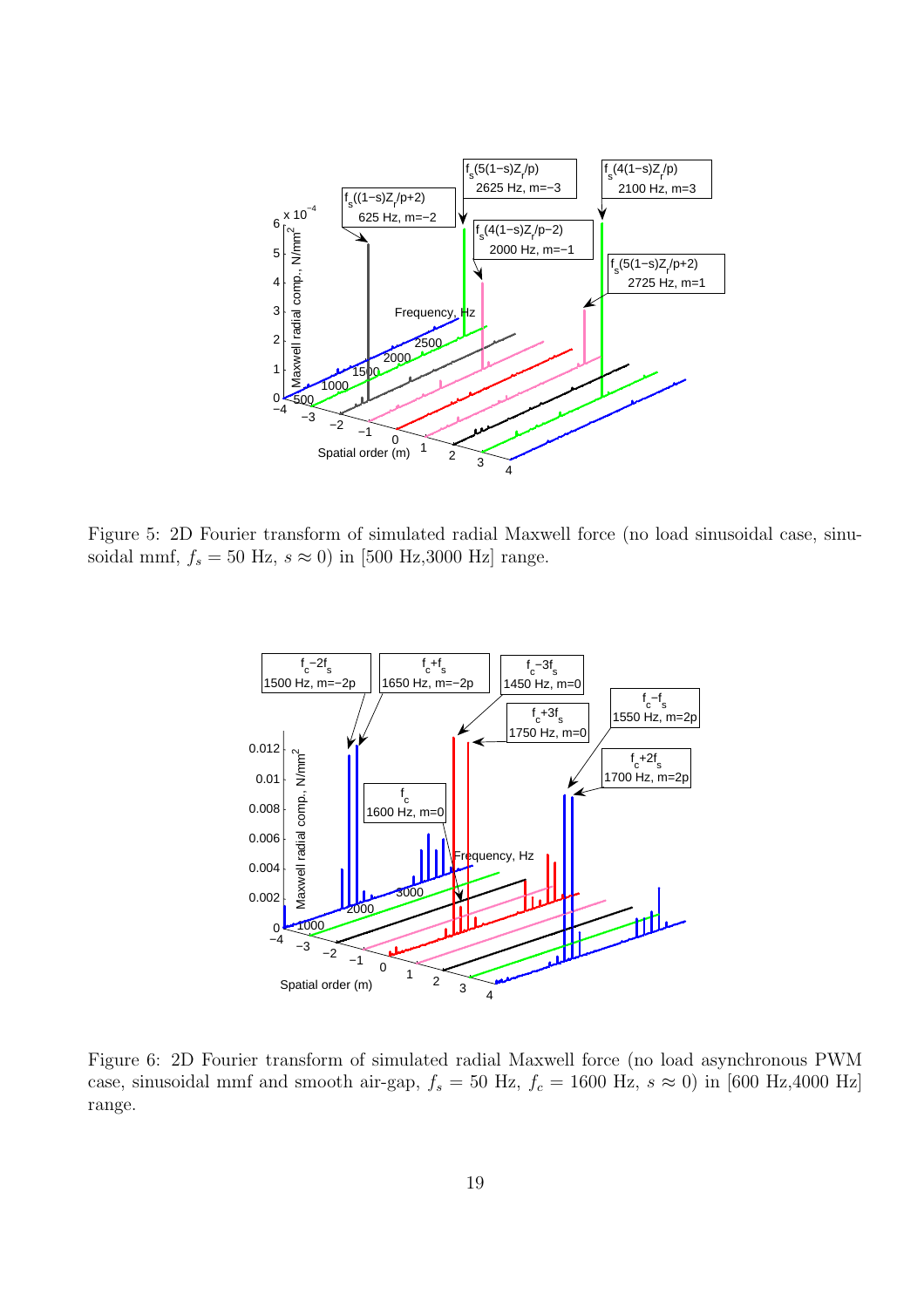Figure 5: 2D Fourier transform of simulated radial Maxwell force (no load sinusoidal case, sinusoidal mmf, $f_s = 50$ Hz, $s \approx 0$) in [500 Hz,3000 Hz] range.

Figure 6: 2D Fourier transform of simulated radial Maxwell force (no load asynchronous PWM case, sinusoidal mmf and smooth air-gap, $f_s = 50$ Hz, $f_c = 1600$ Hz, $s \approx 0$) in [600 Hz,4000 Hz] range.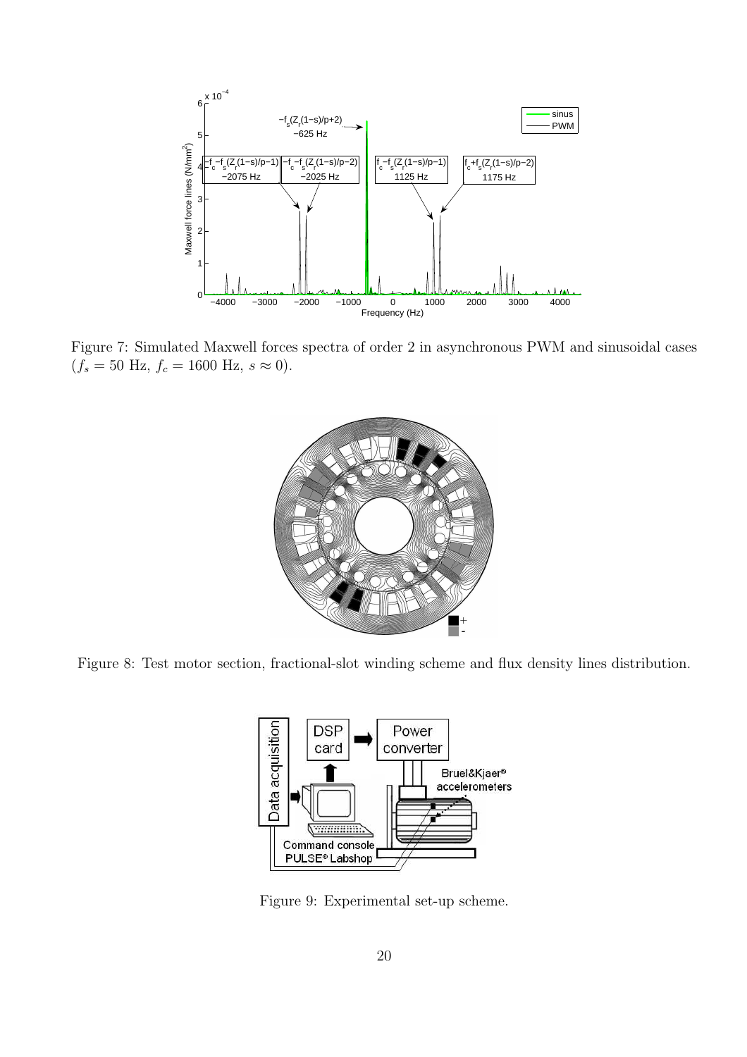Figure 7: Simulated Maxwell forces spectra of order 2 in asynchronous PWM and sinusoidal cases ($f_s = 50$ Hz, $f_c = 1600$ Hz, $s \approx 0$).

Figure 8: Test motor section, fractional-slot winding scheme and flux density lines distribution.

Figure 9: Experimental set-up scheme.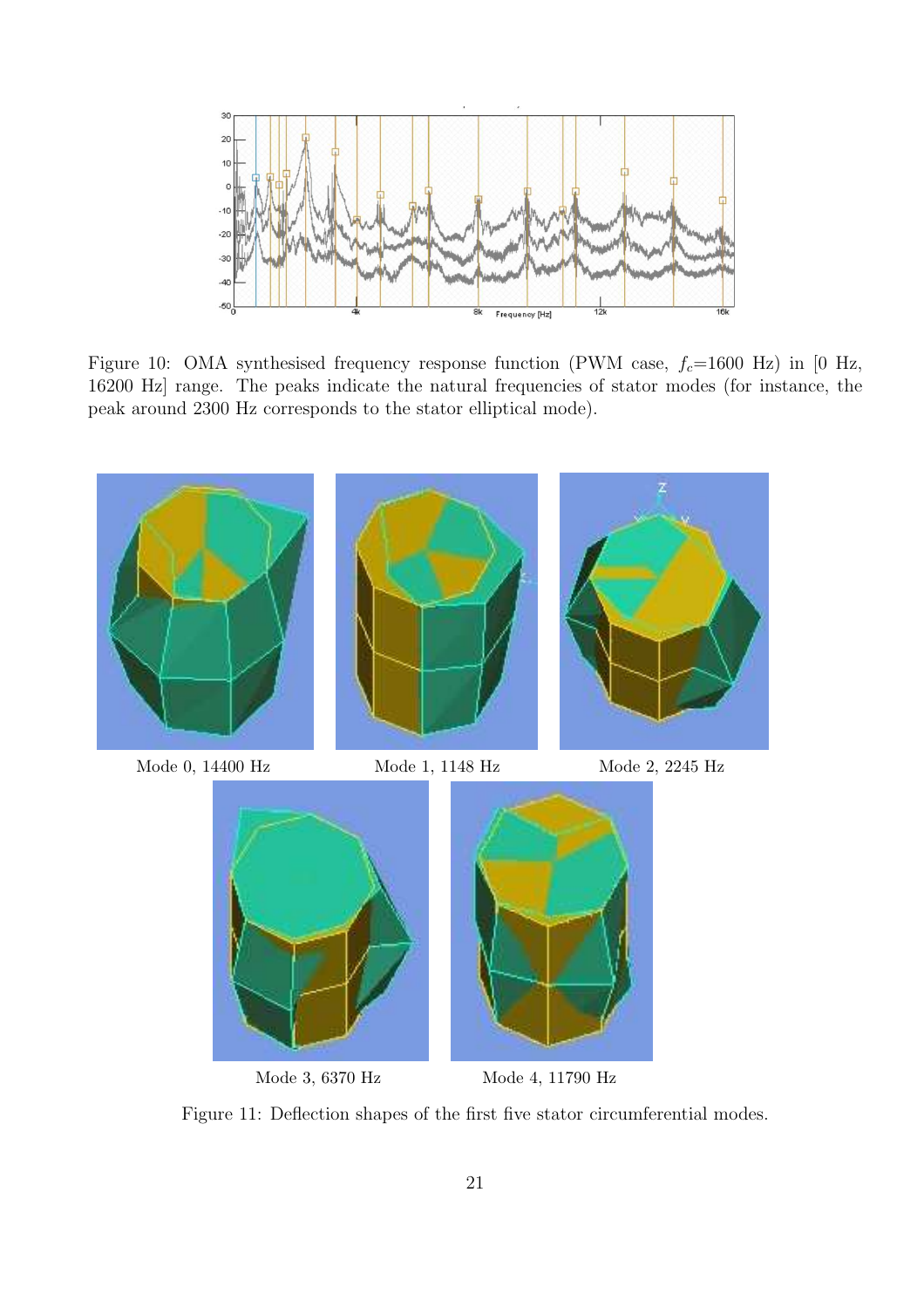Figure 10: OMA synthesised frequency response function (PWM case, $f_c$=1600 Hz) in [0 Hz, 16200 Hz] range. The peaks indicate the natural frequencies of stator modes (for instance, the peak around 2300 Hz corresponds to the stator elliptical mode).

Mode 0, 14400 Hz

Mode 1, 1148 Hz

Mode 2, 2245 Hz

Mode 3, 6370 Hz

Mode 4, 11790 Hz

Figure 11: Deflection shapes of the first five stator circumferential modes.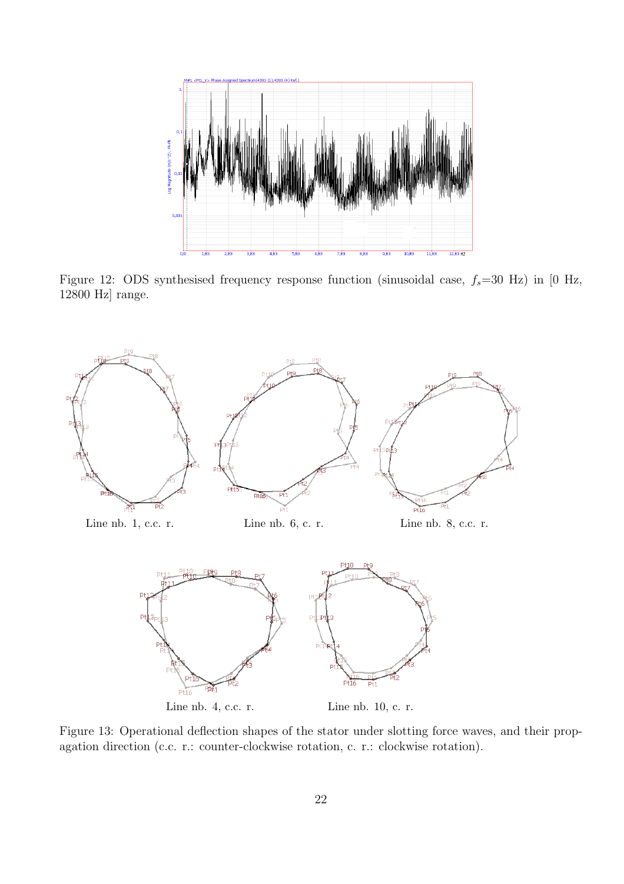Figure 12: ODS synthesised frequency response function (sinusoidal case, $f_s$=30 Hz) in [0 Hz, 12800 Hz] range.

Line nb. 1, c.c. r.

Line nb. 6, c. r.

Line nb. 8, c.c. r.

Line nb. 4, c.c. r.

Line nb. 10, c. r.

Figure 13: Operational deflection shapes of the stator under slotting force waves, and their propagation direction (c.c. r.: counter-clockwise rotation, c. r.: clockwise rotation).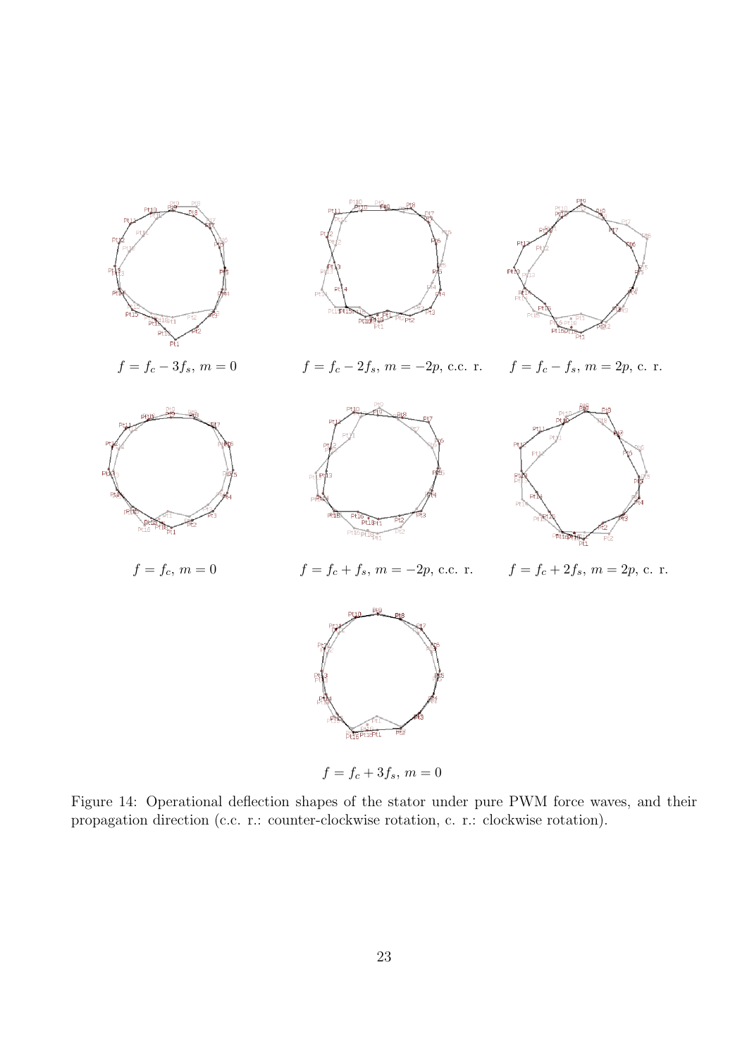$f = f_c - 3f_s$, $m = 0$

$f = f_c - 2f_s$, $m = -2p$, c.c. r.

$f = f_c - f_s$, $m = 2p$, c. r.

$f = f_c$, $m = 0$

$f = f_c + f_s$, $m = -2p$, c.c. r.

$f = f_c + 2f_s$, $m = 2p$, c. r.

$f = f_c + 3f_s$, $m = 0$

Figure 14: Operational deflection shapes of the stator under pure PWM force waves, and their propagation direction (c.c. r.: counter-clockwise rotation, c. r.: clockwise rotation).